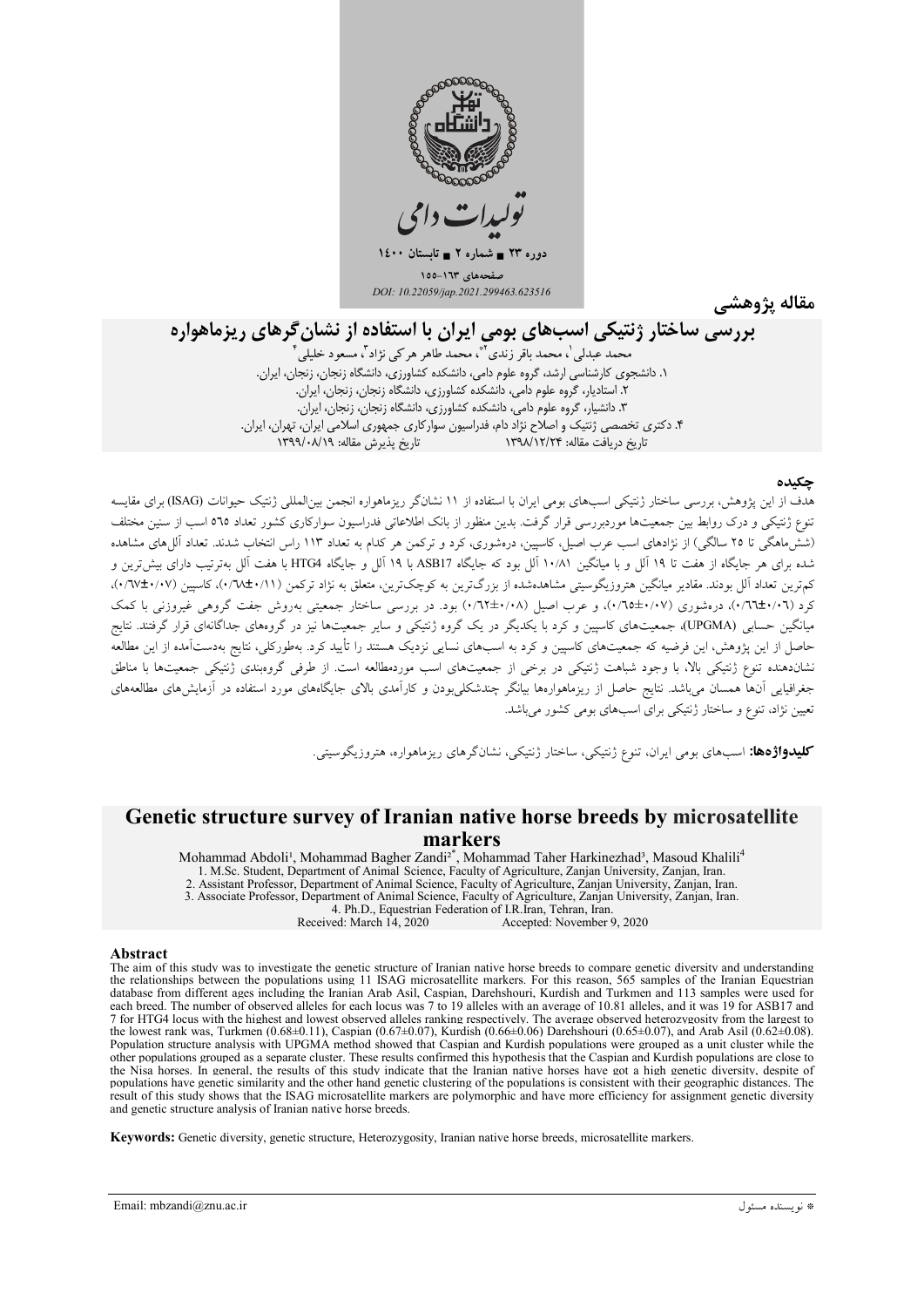تولیدات دامی

دوره ۲۳ ■ شماره ۲ ■ تابستان ۱۴۰۰

صفحه‌های ۱۶۳-۱۵۵

DOI: 10.22059/jap.2021.299463.623516

مقاله پژوهشی

# بررسی ساختار ژنتیکی اسب‌های بومی ایران با استفاده از نشان‌گرهای ریزماهواره

محمد عبدلی[۱]، محمد باقر زندی[۲*]، محمد طاهر هرکی نژاد[۳]، مسعود خلیلی[۴]

۱. دانشجوی کارشناسی ارشد، گروه علوم دامی، دانشکده کشاورزی، دانشگاه زنجان، زنجان، ایران.
۲. استادیار، گروه علوم دامی، دانشکده کشاورزی، دانشگاه زنجان، زنجان، ایران.
۳. دانشیار، گروه علوم دامی، دانشکده کشاورزی، دانشگاه زنجان، زنجان، ایران.
۴. دکتری تخصصی ژنتیک و اصلاح نژاد دام، فدراسیون سوارکاری جمهوری اسلامی ایران، تهران، ایران.

تاریخ دریافت مقاله: ۱۳۹۸/۱۲/۲۴ تاریخ پذیرش مقاله: ۱۳۹۹/۰۸/۱۹

## چکیده

هدف از این پژوهش، بررسی ساختار ژنتیکی اسب‌های بومی ایران با استفاده از ۱۱ نشان‌گر ریزماهواره انجمن بین‌المللی ژنتیک حیوانات (ISAG) برای مقایسه تنوع ژنتیکی و درک روابط بین جمعیت‌ها موردبررسی قرار گرفت. بدین منظور از بانک اطلاعاتی فدراسیون سوارکاری کشور تعداد ۵۶۵ اسب از سنین مختلف (شش‌ماهگی تا ۲۵ سالگی) از نژادهای اسب عرب اصیل، کاسپین، درەشوری، کرد و ترکمن هر کدام به تعداد ۱۱۳ راس انتخاب شدند. تعداد آلل‌های مشاهده شده برای هر جایگاه از هفت تا ۱۹ آلل و با میانگین ۱۰/۸۱ آلل بود که جایگاه ASB17 با ۱۹ آلل و جایگاه HTG4 با هفت آلل به‌ترتیب دارای بیش‌ترین و کم‌ترین تعداد آلل بودند. مقادیر میانگین هتروزیگوسیتی مشاهده‌شده از بزرگ‌ترین به کوچک‌ترین، متعلق به نژاد ترکمن (۰/۶۸±۰/۱۱)، کاسپین (۰/۶۷±۰/۰۷)، کرد (۰/۶۶±۰/۰۶)، درەشوری (۰/۶۵±۰/۰۷)، و عرب اصیل (۰/۶۲±۰/۰۸) بود. در بررسی ساختار جمعیتی به‌روش جفت گروهی غیروزنی با کمک میانگین حسابی (UPGMA)، جمعیت‌های کاسپین و کرد با یکدیگر در یک گروه ژنتیکی و سایر جمعیت‌ها نیز در گروه‌های جداگانه‌ای قرار گرفتند. نتایج حاصل از این پژوهش، این فرضیه که جمعیت‌های کاسپین و کرد به اسب‌های نسایی نزدیک هستند را تأیید کرد. به‌طورکلی، نتایج به‌دست‌آمده از این مطالعه نشان‌دهنده تنوع ژنتیکی بالا، با وجود شباهت ژنتیکی در برخی از جمعیت‌های اسب موردمطالعه است. از طرفی گروه‌بندی ژنتیکی جمعیت‌ها با مناطق جغرافیایی آن‌ها همسان می‌باشد. نتایج حاصل از ریزماهواره‌ها بیانگر چندشکلی‌بودن و کارآمدی بالای جایگاه‌های مورد استفاده در آزمایش‌های مطالعه‌های تعیین نژاد، تنوع و ساختار ژنتیکی برای اسب‌های بومی کشور می‌باشد.

**کلیدواژه‌ها:** اسب‌های بومی ایران، تنوع ژنتیکی، ساختار ژنتیکی، نشان‌گرهای ریزماهواره، هتروزیگوسیتی.

# Genetic structure survey of Iranian native horse breeds by microsatellite markers

Mohammad Abdoli[1], Mohammad Bagher Zandi[2*], Mohammad Taher Harkinezhad[3], Masoud Khalili[4]

1. M.Sc. Student, Department of Animal Science, Faculty of Agriculture, Zanjan University, Zanjan, Iran.
2. Assistant Professor, Department of Animal Science, Faculty of Agriculture, Zanjan University, Zanjan, Iran.
3. Associate Professor, Department of Animal Science, Faculty of Agriculture, Zanjan University, Zanjan, Iran.
4. Ph.D., Equestrian Federation of I.R.Iran, Tehran, Iran.

Received: March 14, 2020 Accepted: November 9, 2020

## Abstract

The aim of this study was to investigate the genetic structure of Iranian native horse breeds to compare genetic diversity and understanding the relationships between the populations using 11 ISAG microsatellite markers. For this reason, 565 samples of the Iranian Equestrian database from different ages including the Iranian Arab Asil, Caspian, Darehshouri, Kurdish and Turkmen and 113 samples were used for each breed. The number of observed alleles for each locus was 7 to 19 alleles with an average of 10.81 alleles, and it was 19 for ASB17 and 7 for HTG4 locus with the highest and lowest observed alleles ranking respectively. The average observed heterozygosity from the largest to the lowest rank was, Turkmen (0.68±0.11), Caspian (0.67±0.07), Kurdish (0.66±0.06) Darehshouri (0.65±0.07), and Arab Asil (0.62±0.08). Population structure analysis with UPGMA method showed that Caspian and Kurdish populations were grouped as a unit cluster while the other populations grouped as a separate cluster. These results confirmed this hypothesis that the Caspian and Kurdish populations are close to the Nisa horses. In general, the results of this study indicate that the Iranian native horses have got a high genetic diversity, despite of populations have genetic similarity and the other hand genetic clustering of the populations is consistent with their geographic distances. The result of this study shows that the ISAG microsatellite markers are polymorphic and have more efficiency for assignment genetic diversity and genetic structure analysis of Iranian native horse breeds.

**Keywords:** Genetic diversity, genetic structure, Heterozygosity, Iranian native horse breeds, microsatellite markers.

Email: mbzandi@znu.ac.ir

* نویسنده مسئول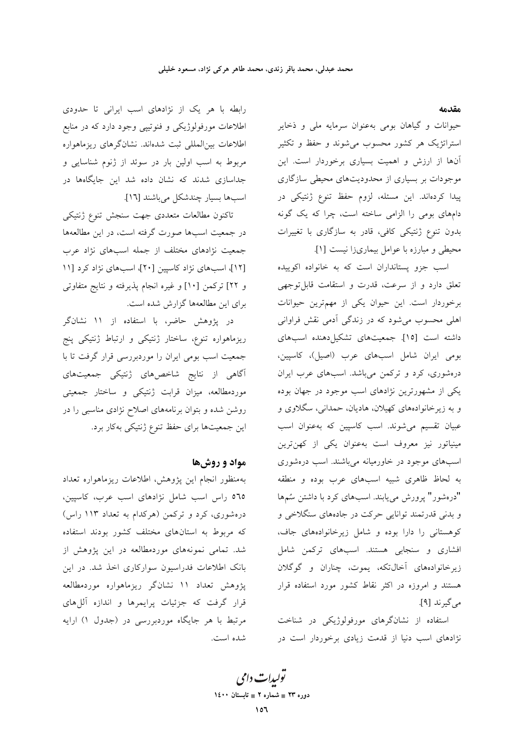## مقدمه

حیوانات و گیاهان بومی به‌عنوان سرمایه ملی و ذخایر استراتژیک هر کشور محسوب می‌شوند و حفظ و تکثیر آن‌ها از ارزش و اهمیت بسیاری برخوردار است. این موجودات بر بسیاری از محدودیت‌های محیطی سازگاری پیدا کرده‌اند. این مسئله، لزوم حفظ تنوع ژنتیکی در دامهای بومی را الزامی ساخته است، چرا که یک گونه بدون تنوع ژنتیکی کافی، قادر به سازگاری با تغییرات محیطی و مبارزه با عوامل بیماری‌زا نیست [۱].

اسب جزو پستانداران است که به خانواده اکوییده تعلق دارد و از سرعت، قدرت و استقامت قابل‌توجهی برخوردار است. این حیوان یکی از مهم‌ترین حیوانات اهلی محسوب می‌شود که در زندگی آدمی نقش فراوانی داشته است [۱۵]. جمعیت‌های تشکیل‌دهنده اسب‌های بومی ایران شامل اسب‌های عرب (اصیل)، کاسپین، دره‌شوری، کرد و ترکمن می‌باشد. اسب‌های عرب ایران یکی از مشهورترین نژادهای اسب موجود در جهان بوده و به زیرخانواده‌های کهیلان، هادیان، حمدانی، سگلاوی و عبیان تقسیم می‌شوند. اسب کاسپین که به‌عنوان اسب مینیاتور نیز معروف است به‌عنوان یکی از کهن‌ترین اسب‌های موجود در خاورمیانه می‌باشند. اسب دره‌شوری به لحاظ ظاهری شبیه اسب‌های عرب بوده و منطقه "دره‌شور" پرورش می‌یابند. اسب‌های کرد با داشتن سُم‌ها و بدنی قدرتمند توانایی حرکت در جاده‌های سنگلاخی و کوهستانی را دارا بوده و شامل زیرخانواده‌های جاف، افشاری و سنجابی هستند. اسب‌های ترکمن شامل زیرخانواده‌های آخال‌تکه، یموت، چناران و گوگلان هستند و امروزه در اکثر نقاط کشور مورد استفاده قرار می‌گیرند [۹].

استفاده از نشانگرهای مورفولوژیکی در شناخت نژادهای اسب دنیا از قدمت زیادی برخوردار است در رابطه با هر یک از نژادهای اسب ایرانی تا حدودی اطلاعات مورفولوژیکی و فنوتیپی وجود دارد که در منابع اطلاعات بین‌المللی ثبت شده‌اند. نشانگرهای ریزماهواره مربوط به اسب اولین بار در سوئد از ژنوم شناسایی و جداسازی شدند که نشان داده شد این جایگاه‌ها در اسب‌ها بسیار چندشکل می‌باشند [۱۶].

تاکنون مطالعات متعددی جهت سنجش تنوع ژنتیکی در جمعیت اسب‌ها صورت گرفته است، در این مطالعه‌ها جمعیت نژادهای مختلف از جمله اسب‌های نژاد عرب [۱۲]، اسب‌های نژاد کاسپین [۲۰]، اسب‌های نژاد کرد [۱۱ و ۲۲] ترکمن [۱۰] و غیره انجام پذیرفته و نتایج متفاوتی برای این مطالعه‌ها گزارش شده است.

در پژوهش حاضر، با استفاده از ۱۱ نشانگر ریزماهواره تنوع، ساختار ژنتیکی و ارتباط ژنتیکی پنج جمعیت اسب بومی ایران را موردبررسی قرار گرفت تا با آگاهی از نتایج شاخص‌های ژنتیکی جمعیت‌های موردمطالعه، میزان قرابت ژنتیکی و ساختار جمعیتی روشن شده و بتوان برنامه‌های اصلاح نژادی مناسبی را در این جمعیت‌ها برای حفظ تنوع ژنتیکی به‌کار برد.

## مواد و روش‌ها

به‌منظور انجام این پژوهش، اطلاعات ریزماهواره تعداد ۵۶۵ راس اسب شامل نژادهای اسب عرب، کاسپین، دره‌شوری، کرد و ترکمن (هرکدام به تعداد ۱۱۳ راس) که مربوط به استان‌های مختلف کشور بودند استفاده شد. تمامی نمونه‌های موردمطالعه در این پژوهش از بانک اطلاعات فدراسیون سوارکاری اخذ شد. در این پژوهش تعداد ۱۱ نشانگر ریزماهواره موردمطالعه قرار گرفت که جزئیات پرایمرها و اندازه آلل‌های مرتبط با هر جایگاه موردبررسی در (جدول ۱) ارایه شده است.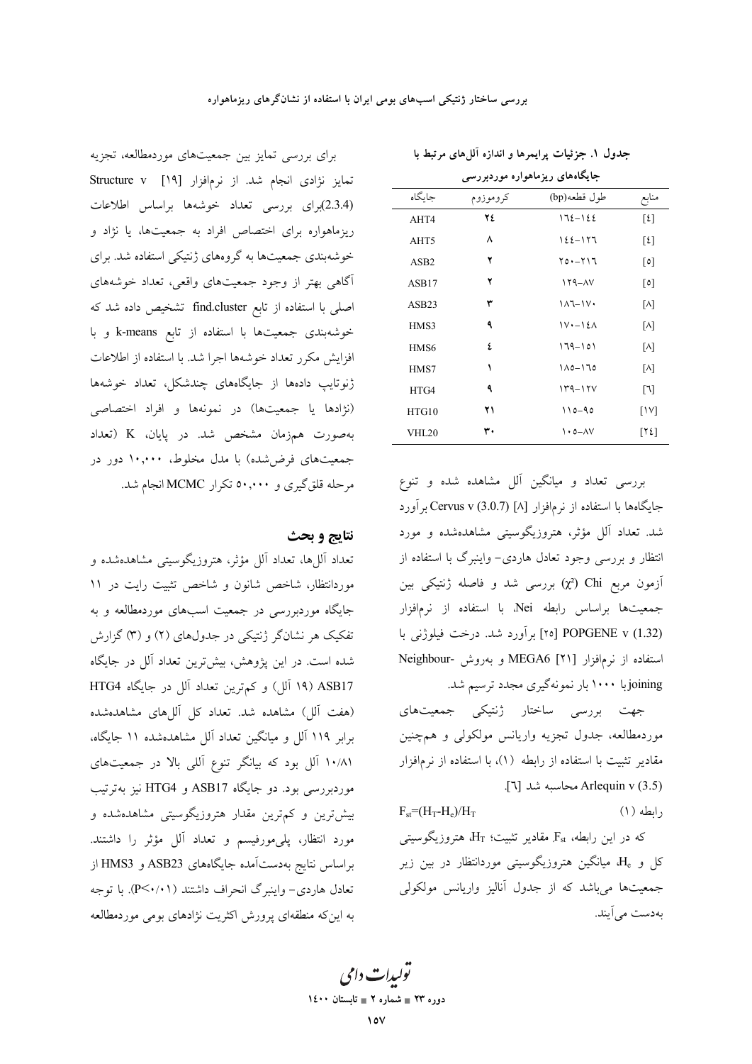جدول ۱. جزئیات پرایمرها و اندازه آلل‌های مرتبط با جایگاه‌های ریزماهواره موردبررسی

| جایگاه | کروموزوم | طول قطعه(bp) | منابع |
|---|---|---|---|
| AHT4 | ۲۴ | ۱۶۴-۱۴۴ | [۴] |
| AHT5 | ۸ | ۱۴۴-۱۲۶ | [۴] |
| ASB2 | ۲ | ۲۵۰-۲۱۶ | [۵] |
| ASB17 | ۲ | ۱۲۹-۸۷ | [۵] |
| ASB23 | ۳ | ۱۸۶-۱۷۰ | [۸] |
| HMS3 | ۹ | ۱۷۰-۱۴۸ | [۸] |
| HMS6 | ۴ | ۱۶۹-۱۵۱ | [۸] |
| HMS7 | ۱ | ۱۸۵-۱۶۵ | [۸] |
| HTG4 | ۹ | ۱۳۹-۱۲۷ | [۶] |
| HTG10 | ۲۱ | ۱۱۵-۹۵ | [۱۷] |
| VHL20 | ۳۰ | ۱۰۵-۸۷ | [۲۴] |

بررسی تعداد و میانگین آلل مشاهده شده و تنوع جایگاه‌ها با استفاده از نرم‌افزار [۸] Cervus v (3.0.7) برآورد شد. تعداد آلل مؤثر، هتروزیگوسیتی مشاهده‌شده و مورد انتظار و بررسی وجود تعادل هاردی- واینبرگ با استفاده از آزمون مربع Chi ($\chi^2$) بررسی شد و فاصله ژنتیکی بین جمعیت‌ها براساس رابطه Nei، با استفاده از نرم‌افزار POPGENE v (1.32) [۲۵] برآورد شد. درخت فیلوژنی با استفاده از نرم‌افزار [۲۱] MEGA6 و بەروش -Neighbour joiningبا ۱۰۰۰ بار نمونه‌گیری مجدد ترسیم شد.

جهت بررسی ساختار ژنتیکی جمعیت‌های موردمطالعه، جدول تجزیه واریانس مولکولی و همچنین مقادیر تثبیت با استفاده از رابطه (۱)، با استفاده از نرم‌افزار Arlequin v (3.5) محاسبه شد [۶].

$$F_{st}=(H_T-H_e)/H_T \qquad \text{(۱) رابطه}$$

که در این رابطه، $F_{st}$ مقادیر تثبیت؛ $H_T$، هتروزیگوسیتی کل و $H_e$، میانگین هتروزیگوسیتی موردانتظار در بین زیر جمعیت‌ها می‌باشد که از جدول آنالیز واریانس مولکولی به‌دست می‌آیند.

برای بررسی تمایز بین جمعیت‌های موردمطالعه، تجزیه تمایز نژادی انجام شد. از نرم‌افزار [۱۹] Structure v (2.3.4)برای بررسی تعداد خوشه‌ها براساس اطلاعات ریزماهواره برای اختصاص افراد به جمعیت‌ها، یا نژاد و خوشه‌بندی جمعیت‌ها به گروه‌های ژنتیکی استفاده شد. برای آگاهی بهتر از وجود جمعیت‌های واقعی، تعداد خوشه‌های اصلی با استفاده از تابع find.cluster تشخیص داده شد که خوشه‌بندی جمعیت‌ها با استفاده از تابع k-means و با افزایش مکرر تعداد خوشه‌ها اجرا شد. با استفاده از اطلاعات ژنوتایپ داده‌ها از جایگاه‌های چندشکل، تعداد خوشه‌ها (نژادها یا جمعیت‌ها) در نمونه‌ها و افراد اختصاصی به‌صورت هم‌زمان مشخص شد. در پایان، K (تعداد جمعیت‌های فرض‌شده) با مدل مخلوط، ۱۰،۰۰۰ دور در مرحله قلق‌گیری و ۵۰،۰۰۰ تکرار MCMC انجام شد.

## نتایج و بحث

تعداد آلل‌ها، تعداد آلل مؤثر، هتروزیگوسیتی مشاهده‌شده و موردانتظار، شاخص شانون و شاخص تثبیت رایت در ۱۱ جایگاه موردبررسی در جمعیت اسب‌های موردمطالعه و به تفکیک هر نشانگر ژنتیکی در جدول‌های (۲) و (۳) گزارش شده است. در این پژوهش، بیش‌ترین تعداد آلل در جایگاه ASB17 (۱۹ آلل) و کم‌ترین تعداد آلل در جایگاه HTG4 (هفت آلل) مشاهده شد. تعداد کل آلل‌های مشاهده‌شده برابر ۱۱۹ آلل و میانگین تعداد آلل مشاهده‌شده ۱۱ جایگاه، ۱۰/۸۱ آلل بود که بیانگر تنوع آللی بالا در جمعیت‌های موردبررسی بود. دو جایگاه ASB17 و HTG4 نیز به‌ترتیب بیش‌ترین و کم‌ترین مقدار هتروزیگوسیتی مشاهده‌شده و مورد انتظار، پلی‌مورفیسم و تعداد آلل مؤثر را داشتند. براساس نتایج به‌دست‌آمده جایگاه‌های ASB23 و HMS3 از تعادل هاردی- واینبرگ انحراف داشتند ($P<0/01$). با توجه به این‌که منطقه‌ای پرورش اکثریت نژادهای بومی موردمطالعه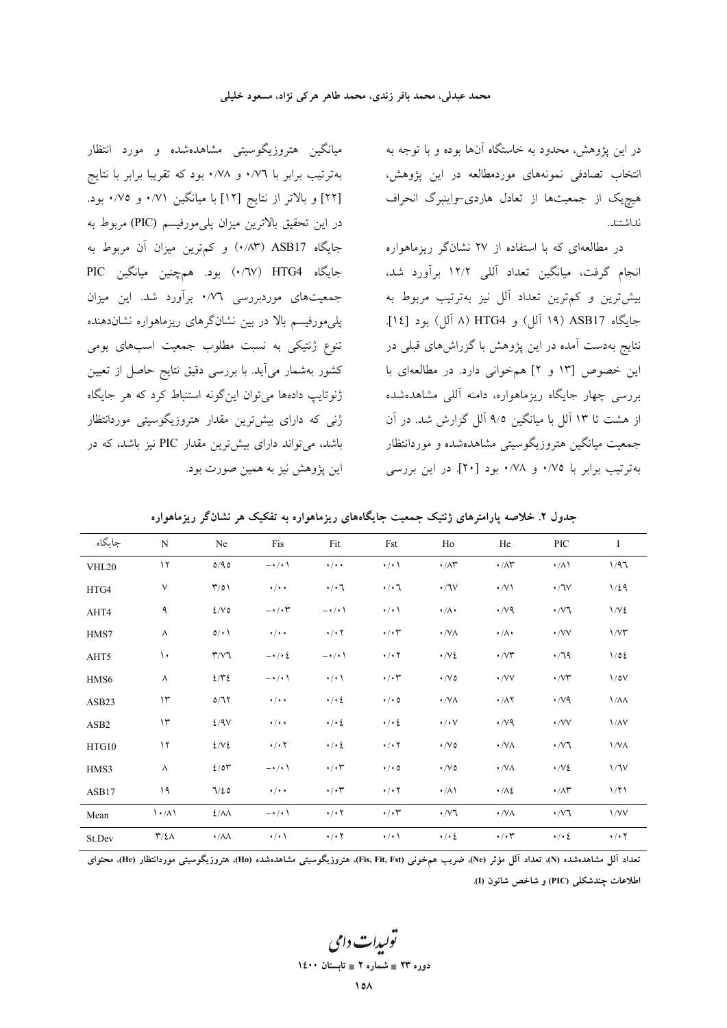در این پژوهش، محدود به خاستگاه آن‌ها بوده و با توجه به انتخاب تصادفی نمونه‌های موردمطالعه در این پژوهش، هیچ‌یک از جمعیت‌ها از تعادل هاردی-واینبرگ انحراف نداشتند.

در مطالعه‌ای که با استفاده از ۲۷ نشانگر ریزماهواره انجام گرفت، میانگین تعداد آللی ۱۲/۲ برآورد شد، بیش‌ترین و کم‌ترین تعداد آلل نیز به‌ترتیب مربوط به جایگاه ASB17 (۱۹ آلل) و HTG4 (۸ آلل) بود [۱۴]. نتایج به‌دست آمده در این پژوهش با گزراش‌های قبلی در این خصوص [۱۳ و ۲] همخوانی دارد. در مطالعه‌ای با بررسی چهار جایگاه ریزماهواره، دامنه آللی مشاهده‌شده از هشت تا ۱۳ آلل با میانگین ۹/۵ آلل گزارش شد. در آن جمعیت میانگین هتروزیگوسیتی مشاهده‌شده و موردانتظار به‌ترتیب برابر با ۰/۷۵ و ۰/۷۸ بود [۲۰]. در این بررسی میانگین هتروزیگوسیتی مشاهده‌شده و مورد انتظار به‌ترتیب برابر با ۰/۷۶ و ۰/۷۸ بود که تقریبا برابر با نتایج [۲۲] و بالاتر از نتایج [۱۲] با میانگین ۰/۷۱ و ۰/۷۵ بود. در این تحقیق بالاترین میزان پلی‌مورفیسم (PIC) مربوط به جایگاه ASB17 (۰/۸۳) و کم‌ترین میزان آن مربوط به جایگاه HTG4 (۰/۶۷) بود. همچنین میانگین PIC جمعیت‌های موردبررسی ۰/۷۶ برآورد شد. این میزان پلی‌مورفیسم بالا در بین نشانگرهای ریزماهواره نشان‌دهنده تنوع ژنتیکی به نسبت مطلوب جمعیت اسب‌های بومی کشور به‌شمار می‌آید. با بررسی دقیق نتایج حاصل از تعیین ژنوتایپ داده‌ها می‌توان این‌گونه استنباط کرد که هر جایگاه ژنی که دارای بیش‌ترین مقدار هتروزیگوسیتی موردانتظار باشد، می‌تواند دارای بیش‌ترین مقدار PIC نیز باشد، که در این پژوهش نیز به همین صورت بود.

**جدول ۲. خلاصه پارامترهای ژنتیک جمعیت جایگاه‌های ریزماهواره به تفکیک هر نشانگر ریزماهواره**

| جایگاه | N | Ne | Fis | Fit | Fst | Ho | He | PIC | I |
|---|---|---|---|---|---|---|---|---|---|
| VHL20 | ۱۲ | ۵/۹۵ | ۰/۰۱− | ۰/۰۰ | ۰/۰۱ | ۰/۸۳ | ۰/۸۳ | ۰/۸۱ | ۱/۹۶ |
| HTG4 | ۷ | ۳/۵۱ | ۰/۰۰ | ۰/۰۶ | ۰/۰۶ | ۰/۶۷ | ۰/۷۱ | ۰/۶۷ | ۱/۴۹ |
| AHT4 | ۹ | ۴/۷۵ | ۰/۰۳− | ۰/۰۱− | ۰/۰۱ | ۰/۸۰ | ۰/۷۹ | ۰/۷۶ | ۱/۷۴ |
| HMS7 | ۸ | ۵/۰۱ | ۰/۰۰ | ۰/۰۲ | ۰/۰۳ | ۰/۷۸ | ۰/۸۰ | ۰/۷۷ | ۱/۷۳ |
| AHT5 | ۱۰ | ۳/۷۶ | ۰/۰۴− | ۰/۰۱− | ۰/۰۲ | ۰/۷۴ | ۰/۷۳ | ۰/۶۹ | ۱/۵۴ |
| HMS6 | ۸ | ۴/۳۴ | ۰/۰۱− | ۰/۰۱ | ۰/۰۳ | ۰/۷۵ | ۰/۷۷ | ۰/۷۳ | ۱/۵۷ |
| ASB23 | ۱۳ | ۵/۶۲ | ۰/۰۰ | ۰/۰۴ | ۰/۰۵ | ۰/۷۸ | ۰/۸۲ | ۰/۷۹ | ۱/۸۸ |
| ASB2 | ۱۳ | ۴/۹۷ | ۰/۰۰ | ۰/۰۴ | ۰/۰۴ | ۰/۰۷ | ۰/۷۹ | ۰/۷۷ | ۱/۸۷ |
| HTG10 | ۱۲ | ۴/۷۴ | ۰/۰۲ | ۰/۰۴ | ۰/۰۲ | ۰/۷۵ | ۰/۷۸ | ۰/۷۶ | ۱/۷۸ |
| HMS3 | ۸ | ۴/۵۳ | ۰/۰۱− | ۰/۰۳ | ۰/۰۵ | ۰/۷۵ | ۰/۷۸ | ۰/۷۴ | ۱/۶۷ |
| ASB17 | ۱۹ | ۶/۴۵ | ۰/۰۰ | ۰/۰۳ | ۰/۰۲ | ۰/۸۱ | ۰/۸۴ | ۰/۸۳ | ۱/۲۱ |
| Mean | ۱۰/۸۱ | ۴/۸۸ | ۰/۰۱− | ۰/۰۲ | ۰/۰۳ | ۰/۷۶ | ۰/۷۸ | ۰/۷۶ | ۱/۷۷ |
| St.Dev | ۳/۴۸ | ۰/۸۸ | ۰/۰۱ | ۰/۰۲ | ۰/۰۱ | ۰/۰۴ | ۰/۰۳ | ۰/۰۴ | ۰/۰۲ |

تعداد آلل مشاهده‌شده (N)، تعداد آلل مؤثر (Ne)، ضریب همخونی (Fis, Fit, Fst)، هتروزیگوسیتی مشاهده‌شده (Ho)، هتروزیگوسیتی موردانتظار (He)، محتوای اطلاعات چندشکلی (PIC) و شاخص شانون (I).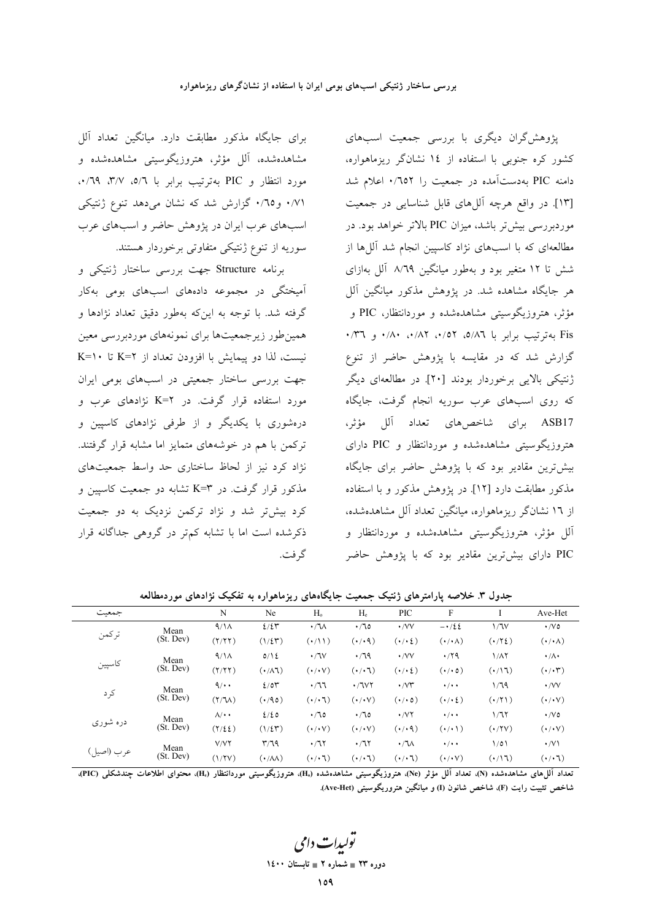پژوهش‌گران دیگری با بررسی جمعیت اسب‌های کشور کره جنوبی با استفاده از ۱۴ نشانگر ریزماهواره، دامنه PIC به‌دست‌آمده در جمعیت را ۰/۶۵۲ اعلام شد [۱۳]. در واقع هرچه آلل‌های قابل شناسایی در جمعیت موردبررسی بیش‌تر باشد، میزان PIC بالاتر خواهد بود. در مطالعه‌ای که با اسب‌های نژاد کاسپین انجام شد آلل‌ها از شش تا ۱۲ متغیر بود و به‌طور میانگین ۸/۶۹ آلل به‌ازای هر جایگاه مشاهده شد. در پژوهش مذکور میانگین آلل مؤثر، هتروزیگوسیتی مشاهده‌شده و موردانتظار، PIC و Fis به‌ترتیب برابر با ۵/۸۶، ۰/۵۲، ۰/۸۲، ۰/۸۰ و ۰/۳۶ گزارش شد که در مقایسه با پژوهش حاضر از تنوع ژنتیکی بالایی برخوردار بودند [۲۰]. در مطالعه‌ای دیگر که روی اسب‌های عرب سوریه انجام گرفت، جایگاه ASB17 برای شاخص‌های تعداد آلل مؤثر، هتروزیگوسیتی مشاهده‌شده و موردانتظار و PIC دارای بیش‌ترین مقادیر بود که با پژوهش حاضر برای جایگاه مذکور مطابقت دارد [۱۲]. در پژوهش مذکور و با استفاده از ۱۶ نشانگر ریزماهواره، میانگین تعداد آلل مشاهده‌شده، آلل مؤثر، هتروزیگوسیتی مشاهده‌شده و موردانتظار و PIC دارای بیش‌ترین مقادیر بود که با پژوهش حاضر برای جایگاه مذکور مطابقت دارد. میانگین تعداد آلل مشاهده‌شده، آلل مؤثر، هتروزیگوسیتی مشاهده‌شده و مورد انتظار و PIC به‌ترتیب برابر با ۵/۶، ۳/۷، ۰/۶۹، ۰/۷۱ و۰/۶۵ گزارش شد که نشان می‌دهد تنوع ژنتیکی اسب‌های عرب ایران در پژوهش حاضر و اسب‌های عرب سوریه از تنوع ژنتیکی متفاوتی برخوردار هستند.

برنامه Structure جهت بررسی ساختار ژنتیکی و آمیختگی در مجموعه داده‌های اسب‌های بومی به‌کار گرفته شد. با توجه به این‌که به‌طور دقیق تعداد نژادها و همین‌طور زیرجمعیت‌ها برای نمونه‌های موردبررسی معین نیست، لذا دو پیمایش با افزودن تعداد از K=۲ تا K=۱۰ جهت بررسی ساختار جمعیتی در اسب‌های بومی ایران مورد استفاده قرار گرفت. در K=۲ نژادهای عرب و دره‌شوری با یکدیگر و از طرفی نژادهای کاسپین و ترکمن با هم در خوشه‌های متمایز اما مشابه قرار گرفتند. نژاد کرد نیز از لحاظ ساختاری حد واسط جمعیت‌های مذکور قرار گرفت. در K=۳ تشابه دو جمعیت کاسپین و کرد بیش‌تر شد و نژاد ترکمن نزدیک به دو جمعیت ذکرشده است اما با تشابه کم‌تر در گروهی جداگانه قرار گرفت.

**جدول ۳. خلاصه پارامترهای ژنتیک جمعیت جایگاه‌های ریزماهواره به تفکیک نژادهای موردمطالعه**

| جمعیت | | N | Ne | $H_o$ | $H_e$ | PIC | F | I | Ave-Het |
|---|---|---|---|---|---|---|---|---|---|
| ترکمن | Mean | ۹/۱۸ | ۴/۴۳ | ۰/۶۸ | ۰/۶۵ | ۰/۷۷ | −۰/۴۴ | ۱/۶۷ | ۰/۷۵ |
| | (St. Dev) | (۲/۲۲) | (۱/۴۳) | (۰/۱۱) | (۰/۰۹) | (۰/۰۴) | (۰/۰۸) | (۰/۲۴) | (۰/۰۸) |
| کاسپین | Mean | ۹/۱۸ | ۵/۱۴ | ۰/۶۷ | ۰/۶۹ | ۰/۷۷ | ۰/۲۹ | ۱/۸۲ | ۰/۸۰ |
| | (St. Dev) | (۲/۲۲) | (۰/۸۶) | (۰/۰۷) | (۰/۰۶) | (۰/۰۴) | (۰/۰۵) | (۰/۱۶) | (۰/۰۳) |
| کرد | Mean | ۹/۰۰ | ۴/۵۳ | ۰/۶۶ | ۰/۶۷۲ | ۰/۷۳ | ۰/۰۰ | ۱/۶۹ | ۰/۷۷ |
| | (St. Dev) | (۲/۶۸) | (۰/۹۵) | (۰/۰۶) | (۰/۰۷) | (۰/۰۵) | (۰/۰۴) | (۰/۲۱) | (۰/۰۷) |
| دره شوری | Mean | ۸/۰۰ | ۴/۴۵ | ۰/۶۵ | ۰/۶۵ | ۰/۷۲ | ۰/۰۰ | ۱/۶۲ | ۰/۷۵ |
| | (St. Dev) | (۲/۴۴) | (۱/۴۳) | (۰/۰۷) | (۰/۰۷) | (۰/۰۹) | (۰/۰۱) | (۰/۲۷) | (۰/۰۷) |
| عرب (اصیل) | Mean | ۷/۷۲ | ۳/۶۹ | ۰/۶۲ | ۰/۶۲ | ۰/۶۸ | ۰/۰۰ | ۱/۵۱ | ۰/۷۱ |
| | (St. Dev) | (۱/۲۷) | (۰/۸۸) | (۰/۰۶) | (۰/۰۶) | (۰/۰۶) | (۰/۰۷) | (۰/۱۶) | (۰/۰۶) |

تعداد آلل‌های مشاهده‌شده (N)، تعداد آلل مؤثر (Ne)، هتروزیگوسیتی مشاهده‌شده ($H_o$)، هتروزیگوسیتی موردانتظار ($H_e$)، محتوای اطلاعات چندشکلی (PIC)، شاخص تثبیت رایت (F)، شاخص شانون (I) و میانگین هتروریگوسیتی (Ave-Het).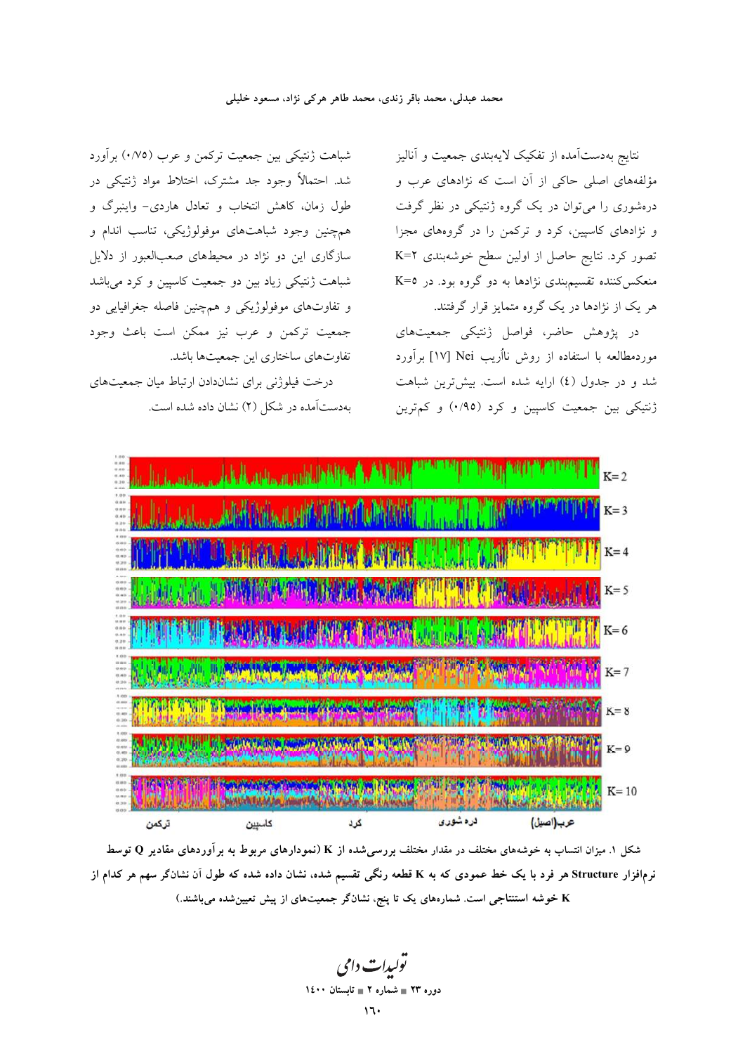نتایج به‌دست‌آمده از تفکیک لایه‌بندی جمعیت و آنالیز مؤلفه‌های اصلی حاکی از آن است که نژادهای عرب و دره‌شوری را می‌توان در یک گروه ژنتیکی در نظر گرفت و نژادهای کاسپین، کرد و ترکمن را در گروه‌های مجزا تصور کرد. نتایج حاصل از اولین سطح خوشه‌بندی K=۲ منعکس‌کننده تقسیم‌بندی نژادها به دو گروه بود. در K=۵ هر یک از نژادها در یک گروه متمایز قرار گرفتند.

در پژوهش حاضر، فواصل ژنتیکی جمعیت‌های موردمطالعه با استفاده از روش نااُریب Nei [۱۷] برآورد شد و در جدول (٤) ارایه شده است. بیش‌ترین شباهت ژنتیکی بین جمعیت کاسپین و کرد (۰/۹۵) و کم‌ترین شباهت ژنتیکی بین جمعیت ترکمن و عرب (۰/۷۵) برآورد شد. احتمالاً وجود جد مشترک، اختلاط مواد ژنتیکی در طول زمان، کاهش انتخاب و تعادل هاردی- واینبرگ و هم‌چنین وجود شباهت‌های موفولوژیکی، تناسب اندام و سازگاری این دو نژاد در محیط‌های صعب‌العبور از دلایل شباهت ژنتیکی زیاد بین دو جمعیت کاسپین و کرد می‌باشد و تفاوت‌های موفولوژیکی و هم‌چنین فاصله جغرافیایی دو جمعیت ترکمن و عرب نیز ممکن است باعث وجود تفاوت‌های ساختاری این جمعیت‌ها باشد.

درخت فیلوژنی برای نشان‌دادن ارتباط میان جمعیت‌های به‌دست‌آمده در شکل (۲) نشان داده شده است.

**شکل ۱. میزان انتساب به خوشه‌های مختلف در مقدار مختلف بررسی‌شده از K (نمودارهای مربوط به برآوردهای مقادیر Q توسط نرم‌افزار Structure هر فرد با یک خط عمودی که به K قطعه رنگی تقسیم شده، نشان داده شده که طول آن نشان‌گر سهم هر کدام از K خوشه استنتاجی است. شماره‌های یک تا پنج، نشان‌گر جمعیت‌های از پیش تعیین‌شده می‌باشند.)**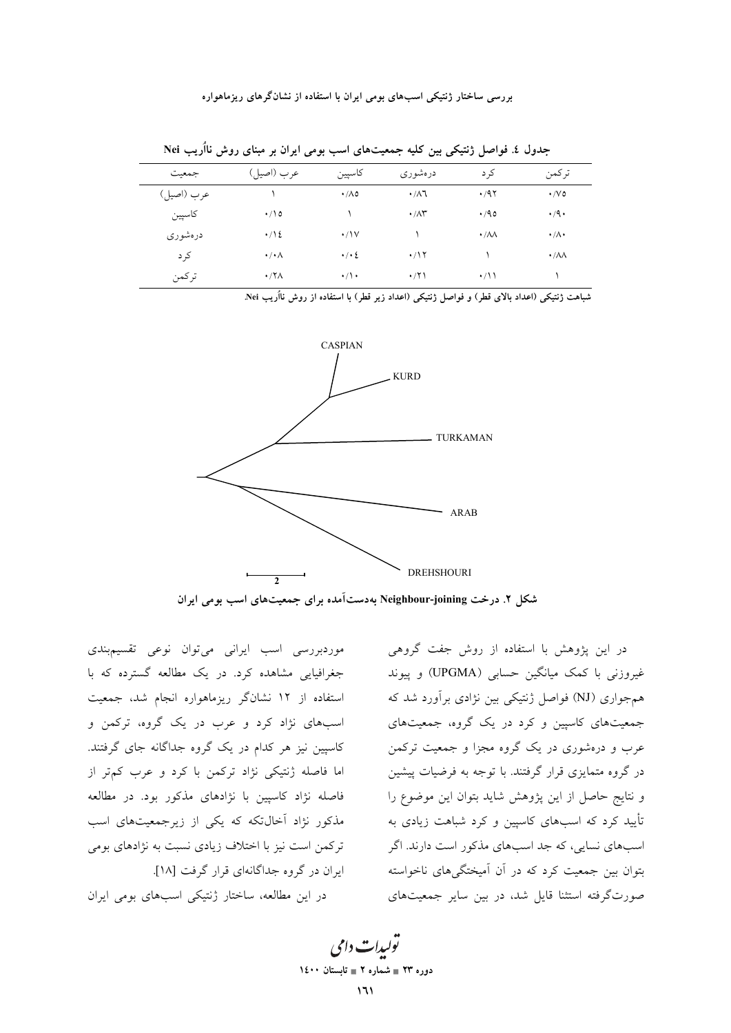جدول ٤. فواصل ژنتیکی بین کلیه جمعیت‌های اسب بومی ایران بر مبنای روش نااُریب Nei

| جمعیت | عرب (اصیل) | کاسپین | دره‌شوری | کرد | ترکمن |
|---|---|---|---|---|---|
| عرب (اصیل) | ۱ | ۰/۸۵ | ۰/۸۶ | ۰/۹۲ | ۰/۷۵ |
| کاسپین | ۰/۱۵ | ۱ | ۰/۸۳ | ۰/۹۵ | ۰/۹۰ |
| دره‌شوری | ۰/۱٤ | ۰/۱۷ | ۱ | ۰/۸۸ | ۰/۸۰ |
| کرد | ۰/۰۸ | ۰/۰٤ | ۰/۱۲ | ۱ | ۰/۸۸ |
| ترکمن | ۰/۲۸ | ۰/۱۰ | ۰/۲۱ | ۰/۱۱ | ۱ |

شباهت ژنتیکی (اعداد بالای قطر) و فواصل ژنتیکی (اعداد زیر قطر) با استفاده از روش نااُریب Nei.

شکل ۲. درخت Neighbour-joining به‌دست‌آمده برای جمعیت‌های اسب بومی ایران

در این پژوهش با استفاده از روش جفت گروهی غیروزنی با کمک میانگین حسابی (UPGMA) و پیوند همجواری (NJ) فواصل ژنتیکی بین نژادی برآورد شد که جمعیت‌های کاسپین و کرد در یک گروه، جمعیت‌های عرب و دره‌شوری در یک گروه مجزا و جمعیت ترکمن در گروه متمایزی قرار گرفتند. با توجه به فرضیات پیشین و نتایج حاصل از این پژوهش شاید بتوان این موضوع را تأیید کرد که اسب‌های کاسپین و کرد شباهت زیادی به اسب‌های نسایی، که جد اسب‌های مذکور است دارند. اگر بتوان بین جمعیت کرد که در آن آمیختگی‌های ناخواسته صورت‌گرفته استثنا قایل شد، در بین سایر جمعیت‌های موردبررسی اسب ایرانی می‌توان نوعی تقسیم‌بندی جغرافیایی مشاهده کرد. در یک مطالعه گسترده که با استفاده از ۱۲ نشانگر ریزماهواره انجام شد، جمعیت اسب‌های نژاد کرد و عرب در یک گروه، ترکمن و کاسپین نیز هر کدام در یک گروه جداگانه جای گرفتند. اما فاصله ژنتیکی نژاد ترکمن با کرد و عرب کم‌تر از فاصله نژاد کاسپین با نژادهای مذکور بود. در مطالعه مذکور نژاد آخال‌تکه که یکی از زیرجمعیت‌های اسب ترکمن است نیز با اختلاف زیادی نسبت به نژادهای بومی ایران در گروه جداگانه‌ای قرار گرفت [۱۸].

در این مطالعه، ساختار ژنتیکی اسب‌های بومی ایران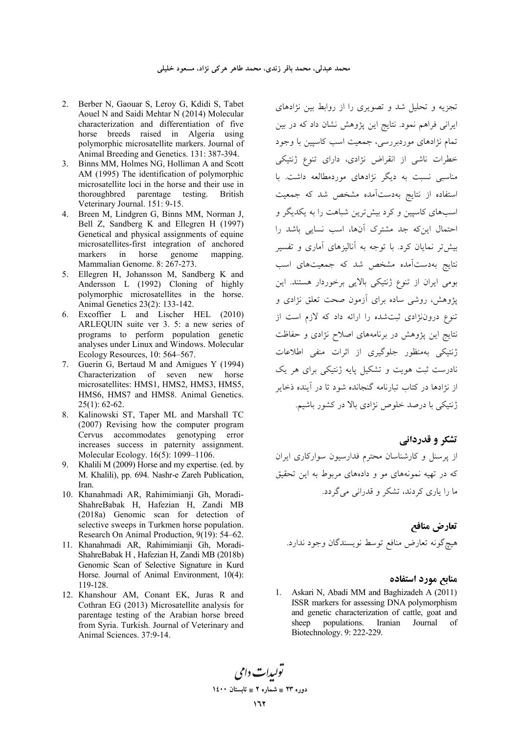تجزیه و تحلیل شد و تصویری را از روابط بین نژادهای ایرانی فراهم نمود. نتایج این پژوهش نشان داد که در بین تمام نژادهای موردبررسی، جمعیت اسب کاسپین با وجود خطرات ناشی از انقراض نژادی، دارای تنوع ژنتیکی مناسبی نسبت به دیگر نژادهای موردمطالعه داشت. با استفاده از نتایج به‌دست‌آمده مشخص شد که جمعیت اسب‌های کاسپین و کرد بیش‌ترین شباهت را به یکدیگر و احتمال این‌که جد مشترک آن‌ها، اسب نسایی باشد را بیش‌تر نمایان کرد. با توجه به آنالیزهای آماری و تفسیر نتایج به‌دست‌آمده مشخص شد که جمعیت‌های اسب بومی ایران از تنوع ژنتیکی بالایی برخوردار هستند. این پژوهش، روشی ساده برای آزمون صحت تعلق نژادی و تنوع درون‌نژادی ثبت‌شده را ارائه داد که لازم است از نتایج این پژوهش در برنامه‌های اصلاح نژادی و حفاظت ژنتیکی به‌منظور جلوگیری از اثرات منفی اطلاعات نادرست ثبت هویت و تشکیل پایه ژنتیکی برای هر یک از نژادها در کتاب تبارنامه گنجانده شود تا در آینده ذخایر ژنتیکی با درصد خلوص نژادی بالا در کشور باشیم.

## تشکر و قدردانی

از پرسنل و کارشناسان محترم فدارسیون سوارکاری ایران که در تهیه نمونه‌های مو و داده‌های مربوط به این تحقیق ما را یاری کردند، تشکر و قدردانی می‌گردد.

## تعارض منافع

هیچ‌گونه تعارض منافع توسط نویسندگان وجود ندارد.

## منابع مورد استفاده

1. Askari N, Abadi MM and Baghizadeh A (2011) ISSR markers for assessing DNA polymorphism and genetic characterization of cattle, goat and sheep populations. Iranian Journal of Biotechnology. 9: 222-229.
2. Berber N, Gaouar S, Leroy G, Kdidi S, Tabet Aouel N and Saidi Mehtar N (2014) Molecular characterization and differentiation of five horse breeds raised in Algeria using polymorphic microsatellite markers. Journal of Animal Breeding and Genetics. 131: 387-394.
3. Binns MM, Holmes NG, Holliman A and Scott AM (1995) The identification of polymorphic microsatellite loci in the horse and their use in thoroughbred parentage testing. British Veterinary Journal. 151: 9-15.
4. Breen M, Lindgren G, Binns MM, Norman J, Bell Z, Sandberg K and Ellegren H (1997) Genetical and physical assignments of equine microsatellites-first integration of anchored markers in horse genome mapping. Mammalian Genome. 8: 267-273.
5. Ellegren H, Johansson M, Sandberg K and Andersson L (1992) Cloning of highly polymorphic microsatellites in the horse. Animal Genetics 23(2): 133-142.
6. Excoffier L and Lischer HEL (2010) ARLEQUIN suite ver 3. 5: a new series of programs to perform population genetic analyses under Linux and Windows. Molecular Ecology Resources, 10: 564–567.
7. Guerin G, Bertaud M and Amigues Y (1994) Characterization of seven new horse microsatellites: HMS1, HMS2, HMS3, HMS5, HMS6, HMS7 and HMS8. Animal Genetics. 25(1): 62-62.
8. Kalinowski ST, Taper ML and Marshall TC (2007) Revising how the computer program Cervus accommodates genotyping error increases success in paternity assignment. Molecular Ecology. 16(5): 1099–1106.
9. Khalili M (2009) Horse and my expertise. (ed. by M. Khalili), pp. 694. Nashr-e Zareh Publication, Iran.
10. Khanahmadi AR, Rahimimianji Gh, Moradi-ShahreBabak H, Hafezian H, Zandi MB (2018a) Genomic scan for detection of selective sweeps in Turkmen horse population. Research On Animal Production, 9(19): 54–62.
11. Khanahmadi AR, Rahimimianji Gh, Moradi-ShahreBabak H , Hafezian H, Zandi MB (2018b) Genomic Scan of Selective Signature in Kurd Horse. Journal of Animal Environment, 10(4): 119-128.
12. Khanshour AM, Conant EK, Juras R and Cothran EG (2013) Microsatellite analysis for parentage testing of the Arabian horse breed from Syria. Turkish. Journal of Veterinary and Animal Sciences. 37:9-14.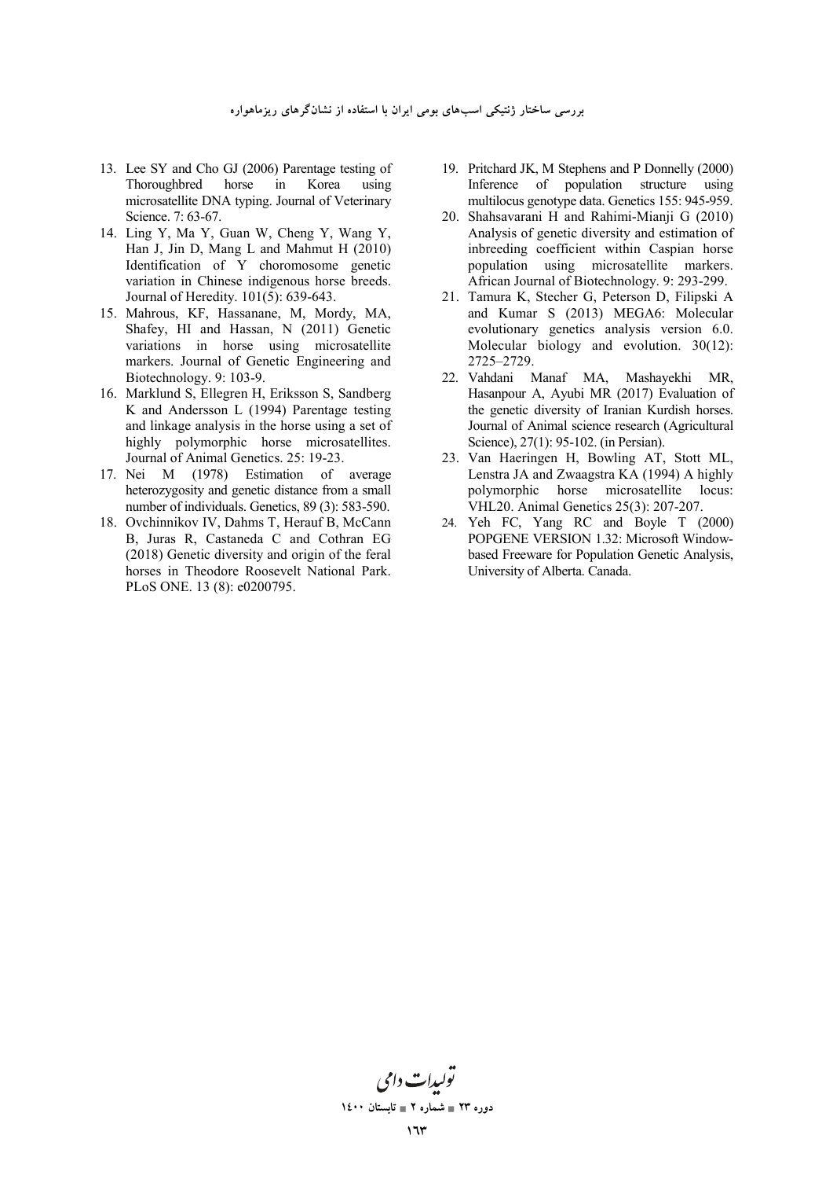13. Lee SY and Cho GJ (2006) Parentage testing of Thoroughbred horse in Korea using microsatellite DNA typing. Journal of Veterinary Science. 7: 63-67.
14. Ling Y, Ma Y, Guan W, Cheng Y, Wang Y, Han J, Jin D, Mang L and Mahmut H (2010) Identification of Y choromosome genetic variation in Chinese indigenous horse breeds. Journal of Heredity. 101(5): 639-643.
15. Mahrous, KF, Hassanane, M, Mordy, MA, Shafey, HI and Hassan, N (2011) Genetic variations in horse using microsatellite markers. Journal of Genetic Engineering and Biotechnology. 9: 103-9.
16. Marklund S, Ellegren H, Eriksson S, Sandberg K and Andersson L (1994) Parentage testing and linkage analysis in the horse using a set of highly polymorphic horse microsatellites. Journal of Animal Genetics. 25: 19-23.
17. Nei M (1978) Estimation of average heterozygosity and genetic distance from a small number of individuals. Genetics, 89 (3): 583-590.
18. Ovchinnikov IV, Dahms T, Herauf B, McCann B, Juras R, Castaneda C and Cothran EG (2018) Genetic diversity and origin of the feral horses in Theodore Roosevelt National Park. PLoS ONE. 13 (8): e0200795.
19. Pritchard JK, M Stephens and P Donnelly (2000) Inference of population structure using multilocus genotype data. Genetics 155: 945-959.
20. Shahsavarani H and Rahimi-Mianji G (2010) Analysis of genetic diversity and estimation of inbreeding coefficient within Caspian horse population using microsatellite markers. African Journal of Biotechnology. 9: 293-299.
21. Tamura K, Stecher G, Peterson D, Filipski A and Kumar S (2013) MEGA6: Molecular evolutionary genetics analysis version 6.0. Molecular biology and evolution. 30(12): 2725–2729.
22. Vahdani Manaf MA, Mashayekhi MR, Hasanpour A, Ayubi MR (2017) Evaluation of the genetic diversity of Iranian Kurdish horses. Journal of Animal science research (Agricultural Science), 27(1): 95-102. (in Persian).
23. Van Haeringen H, Bowling AT, Stott ML, Lenstra JA and Zwaagstra KA (1994) A highly polymorphic horse microsatellite locus: VHL20. Animal Genetics 25(3): 207-207.
24. Yeh FC, Yang RC and Boyle T (2000) POPGENE VERSION 1.32: Microsoft Window-based Freeware for Population Genetic Analysis, University of Alberta. Canada.